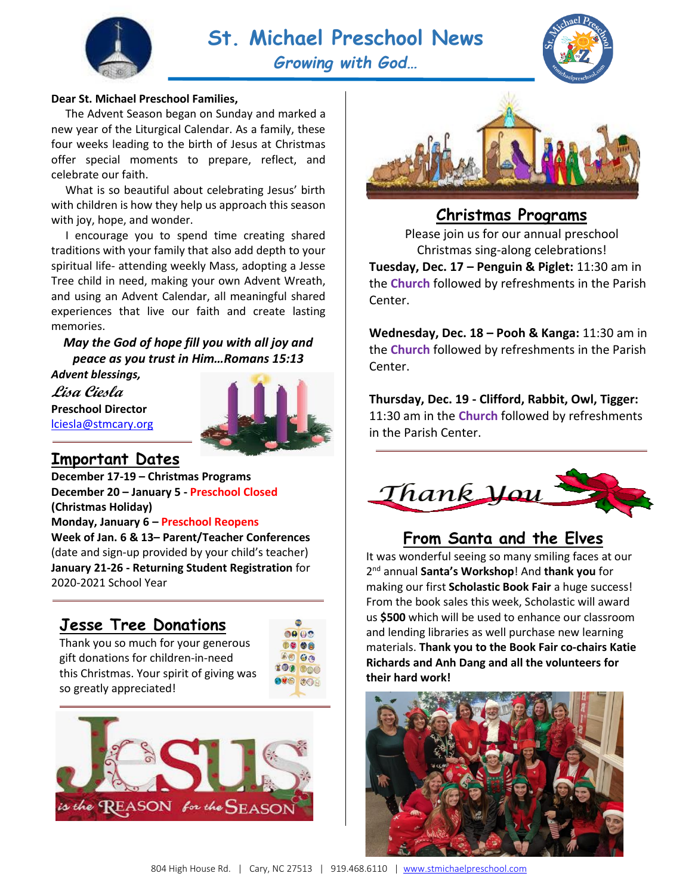# St. Michael Preschool News

*Growing with God…*

**Dear St. Michael Preschool Families,**

The Advent Season began on Sunday and marked a new year of the Liturgical Calendar. As a family, these four weeks leading to the birth of Jesus at Christmas offer special moments to prepare, reflect, and celebrate our faith.

What is so beautiful about celebrating Jesus' birth with children is how they help us approach this season with joy, hope, and wonder.

I encourage you to spend time creating shared traditions with your family that also add depth to your spiritual life- attending weekly Mass, adopting a Jesse Tree child in need, making your own Advent Wreath, and using an Advent Calendar, all meaningful shared experiences that live our faith and create lasting memories.

***May the God of hope fill you with all joy and peace as you trust in Him…Romans 15:13***

***Advent blessings,***

*Lisa Ciesla*

**Preschool Director**

lciesla@stmcary.org

## Important Dates

**December 17-19 – Christmas Programs**

**December 20 – January 5 - Preschool Closed (Christmas Holiday)**

**Monday, January 6 – Preschool Reopens**

**Week of Jan. 6 & 13– Parent/Teacher Conferences** (date and sign-up provided by your child's teacher)

**January 21-26 - Returning Student Registration** for 2020-2021 School Year

## Jesse Tree Donations

Thank you so much for your generous gift donations for children-in-need this Christmas. Your spirit of giving was so greatly appreciated!

## Christmas Programs

Please join us for our annual preschool Christmas sing-along celebrations!

**Tuesday, Dec. 17 – Penguin & Piglet:** 11:30 am in the **Church** followed by refreshments in the Parish Center.

**Wednesday, Dec. 18 – Pooh & Kanga:** 11:30 am in the **Church** followed by refreshments in the Parish Center.

**Thursday, Dec. 19 - Clifford, Rabbit, Owl, Tigger:** 11:30 am in the **Church** followed by refreshments in the Parish Center.

*Thank You*

## From Santa and the Elves

It was wonderful seeing so many smiling faces at our 2nd annual **Santa's Workshop**! And **thank you** for making our first **Scholastic Book Fair** a huge success! From the book sales this week, Scholastic will award us **$500** which will be used to enhance our classroom and lending libraries as well purchase new learning materials. **Thank you to the Book Fair co-chairs Katie Richards and Anh Dang and all the volunteers for their hard work!**

804 High House Rd. | Cary, NC 27513 | 919.468.6110 | www.stmichaelpreschool.com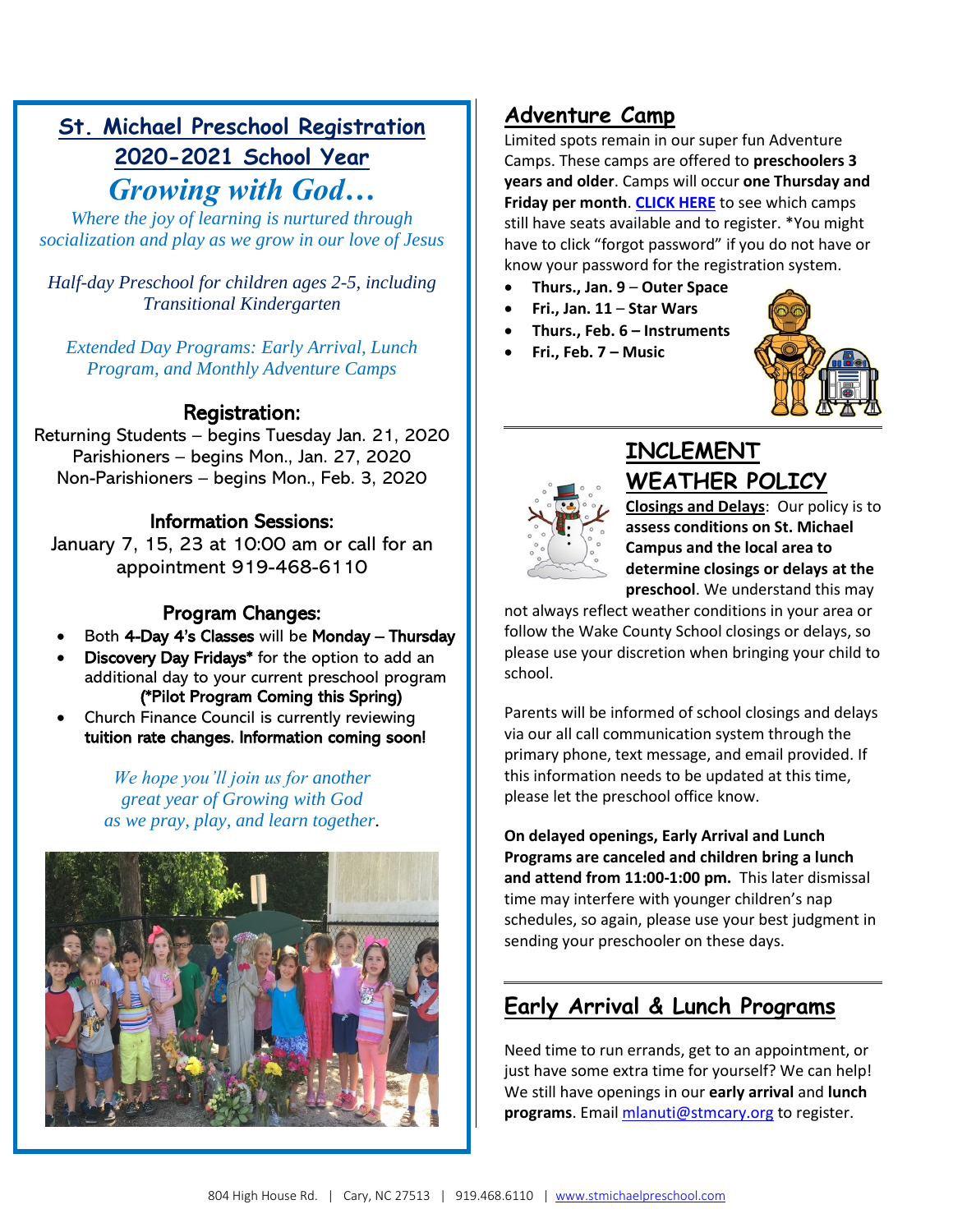## St. Michael Preschool Registration 2020-2021 School Year

### *Growing with God…*

*Where the joy of learning is nurtured through socialization and play as we grow in our love of Jesus*

*Half-day Preschool for children ages 2-5, including Transitional Kindergarten*

*Extended Day Programs: Early Arrival, Lunch Program, and Monthly Adventure Camps*

### Registration:

Returning Students – begins Tuesday Jan. 21, 2020
Parishioners – begins Mon., Jan. 27, 2020
Non-Parishioners – begins Mon., Feb. 3, 2020

### Information Sessions:

January 7, 15, 23 at 10:00 am or call for an appointment 919-468-6110

### Program Changes:

- Both **4-Day 4's Classes** will be **Monday – Thursday**
- **Discovery Day Fridays*** for the option to add an additional day to your current preschool program **(*Pilot Program Coming this Spring)**
- Church Finance Council is currently reviewing **tuition rate changes. Information coming soon!**

*We hope you'll join us for another great year of Growing with God as we pray, play, and learn together*.

## Adventure Camp

Limited spots remain in our super fun Adventure Camps. These camps are offered to **preschoolers 3 years and older**. Camps will occur **one Thursday and Friday per month**. **CLICK HERE** to see which camps still have seats available and to register. *You might have to click "forgot password" if you do not have or know your password for the registration system.

- **Thurs., Jan. 9 – Outer Space**
- **Fri., Jan. 11 – Star Wars**
- **Thurs., Feb. 6 – Instruments**
- **Fri., Feb. 7 – Music**

## INCLEMENT WEATHER POLICY

**Closings and Delays**: Our policy is to **assess conditions on St. Michael Campus and the local area to determine closings or delays at the preschool**. We understand this may not always reflect weather conditions in your area or follow the Wake County School closings or delays, so please use your discretion when bringing your child to school.

Parents will be informed of school closings and delays via our all call communication system through the primary phone, text message, and email provided. If this information needs to be updated at this time, please let the preschool office know.

**On delayed openings, Early Arrival and Lunch Programs are canceled and children bring a lunch and attend from 11:00-1:00 pm.** This later dismissal time may interfere with younger children's nap schedules, so again, please use your best judgment in sending your preschooler on these days.

## Early Arrival & Lunch Programs

Need time to run errands, get to an appointment, or just have some extra time for yourself? We can help! We still have openings in our **early arrival** and **lunch programs**. Email mlanuti@stmcary.org to register.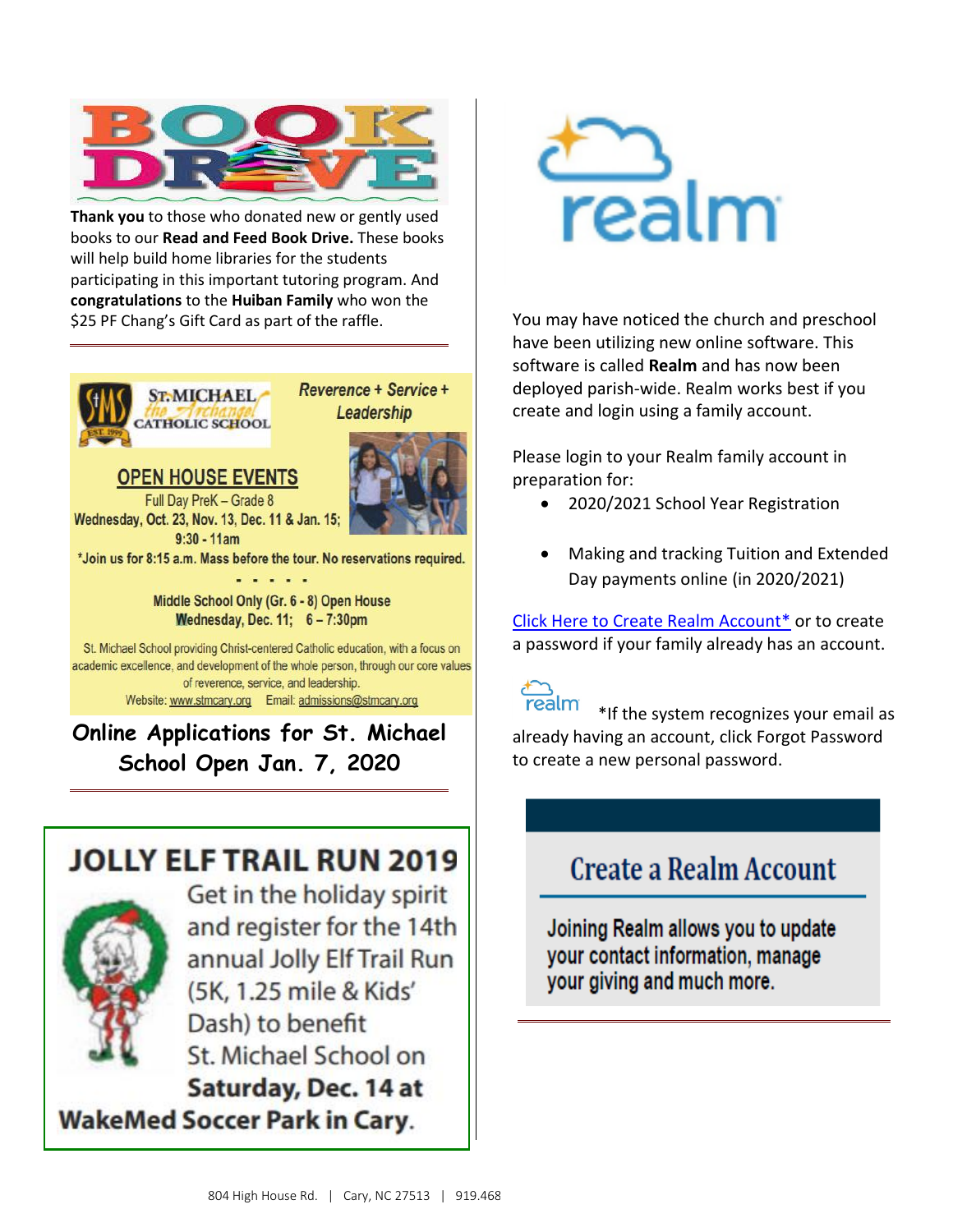# BOOK DRIVE

**Thank you** to those who donated new or gently used books to our **Read and Feed Book Drive.** These books will help build home libraries for the students participating in this important tutoring program. And **congratulations** to the **Huiban Family** who won the $25 PF Chang's Gift Card as part of the raffle.

---

ST. MICHAEL the Archangel CATHOLIC SCHOOL
EST. 1999

*Reverence + Service + Leadership*

## OPEN HOUSE EVENTS

Full Day PreK – Grade 8

**Wednesday, Oct. 23, Nov. 13, Dec. 11 & Jan. 15; 9:30 - 11am**

***Join us for 8:15 a.m. Mass before the tour. No reservations required.**

- - - - -

**Middle School Only (Gr. 6 - 8) Open House**
**Wednesday, Dec. 11; 6 – 7:30pm**

St. Michael School providing Christ-centered Catholic education, with a focus on academic excellence, and development of the whole person, through our core values of reverence, service, and leadership.

Website: www.stmcary.org Email: admissions@stmcary.org

**Online Applications for St. Michael School Open Jan. 7, 2020**

---

## JOLLY ELF TRAIL RUN 2019

Get in the holiday spirit and register for the 14th annual Jolly Elf Trail Run (5K, 1.25 mile & Kids' Dash) to benefit St. Michael School on **Saturday, Dec. 14 at WakeMed Soccer Park in Cary.**

---

# realm

You may have noticed the church and preschool have been utilizing new online software. This software is called **Realm** and has now been deployed parish-wide. Realm works best if you create and login using a family account.

Please login to your Realm family account in preparation for:

- 2020/2021 School Year Registration
- Making and tracking Tuition and Extended Day payments online (in 2020/2021)

Click Here to Create Realm Account* or to create a password if your family already has an account.

realm *If the system recognizes your email as already having an account, click Forgot Password to create a new personal password.

## Create a Realm Account

Joining Realm allows you to update your contact information, manage your giving and much more.